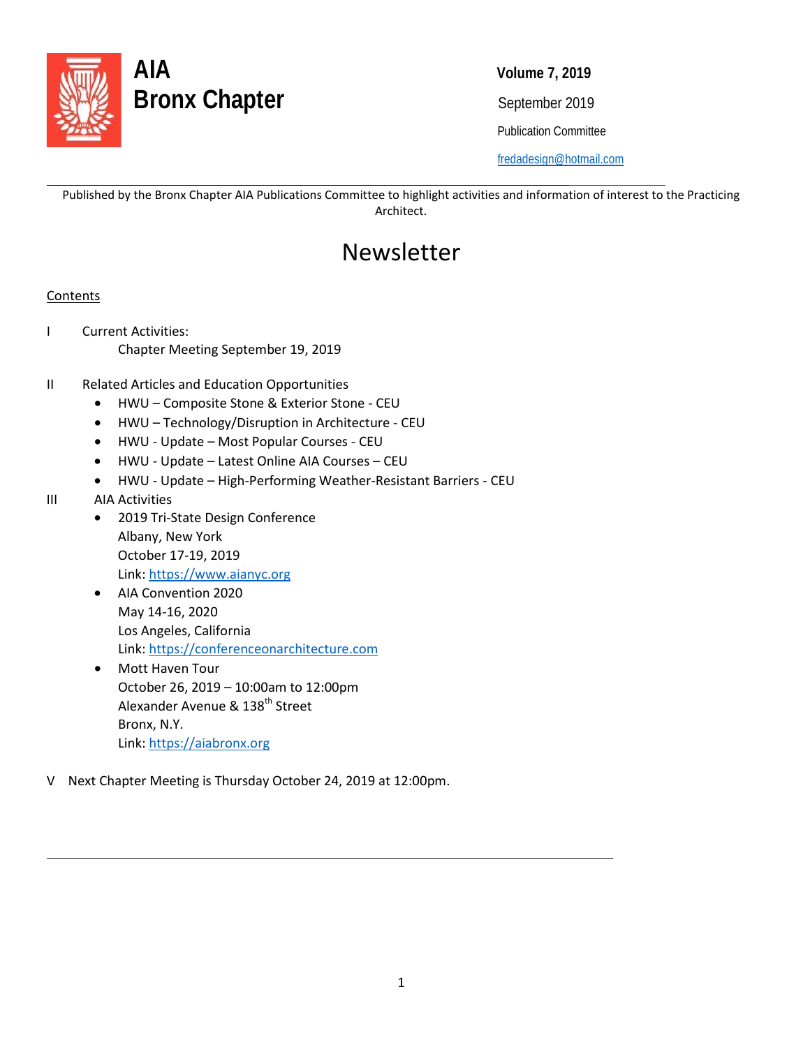# AIA
# Bronx Chapter

**Volume 7, 2019**

September 2019

Publication Committee

fredadesign@hotmail.com

---

Published by the Bronx Chapter AIA Publications Committee to highlight activities and information of interest to the Practicing Architect.

# Newsletter

Contents

I Current Activities:
  Chapter Meeting September 19, 2019

II Related Articles and Education Opportunities
- HWU – Composite Stone & Exterior Stone - CEU
- HWU – Technology/Disruption in Architecture - CEU
- HWU - Update – Most Popular Courses - CEU
- HWU - Update – Latest Online AIA Courses – CEU
- HWU - Update – High-Performing Weather-Resistant Barriers - CEU

III AIA Activities
- 2019 Tri-State Design Conference
  Albany, New York
  October 17-19, 2019
  Link: https://www.aianyc.org
- AIA Convention 2020
  May 14-16, 2020
  Los Angeles, California
  Link: https://conferenceonarchitecture.com
- Mott Haven Tour
  October 26, 2019 – 10:00am to 12:00pm
  Alexander Avenue & 138th Street
  Bronx, N.Y.
  Link: https://aiabronx.org

V Next Chapter Meeting is Thursday October 24, 2019 at 12:00pm.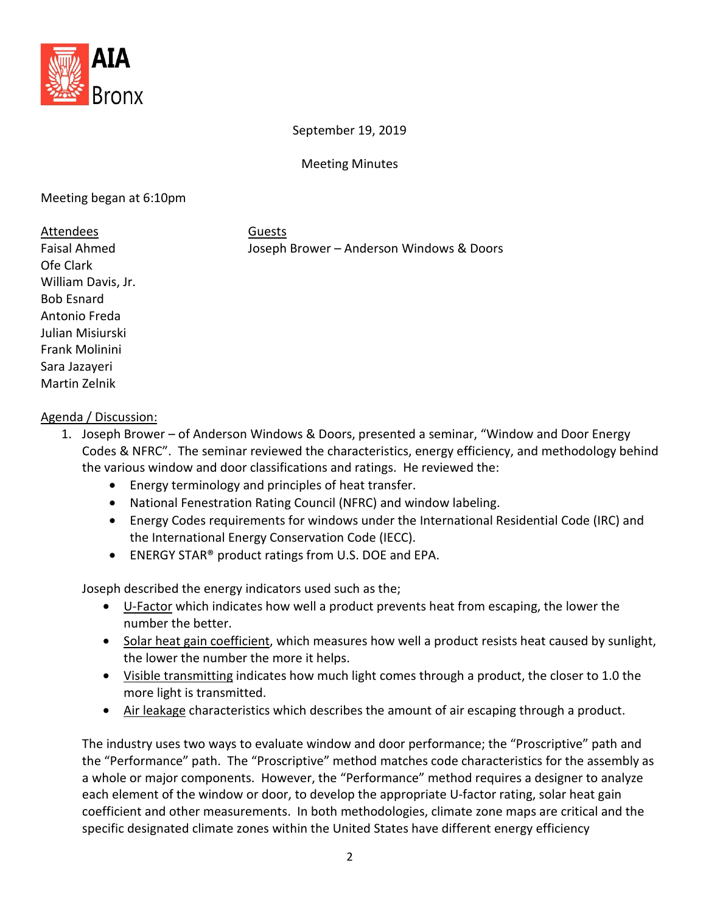AIA Bronx

September 19, 2019

Meeting Minutes

Meeting began at 6:10pm

| Attendees | Guests |
| --- | --- |
| Faisal Ahmed | Joseph Brower – Anderson Windows & Doors |
| Ofe Clark | |
| William Davis, Jr. | |
| Bob Esnard | |
| Antonio Freda | |
| Julian Misiurski | |
| Frank Molinini | |
| Sara Jazayeri | |
| Martin Zelnik | |

Agenda / Discussion:

1. Joseph Brower – of Anderson Windows & Doors, presented a seminar, "Window and Door Energy Codes & NFRC". The seminar reviewed the characteristics, energy efficiency, and methodology behind the various window and door classifications and ratings. He reviewed the:
   - Energy terminology and principles of heat transfer.
   - National Fenestration Rating Council (NFRC) and window labeling.
   - Energy Codes requirements for windows under the International Residential Code (IRC) and the International Energy Conservation Code (IECC).
   - ENERGY STAR® product ratings from U.S. DOE and EPA.

   Joseph described the energy indicators used such as the;
   - U-Factor which indicates how well a product prevents heat from escaping, the lower the number the better.
   - Solar heat gain coefficient, which measures how well a product resists heat caused by sunlight, the lower the number the more it helps.
   - Visible transmitting indicates how much light comes through a product, the closer to 1.0 the more light is transmitted.
   - Air leakage characteristics which describes the amount of air escaping through a product.

   The industry uses two ways to evaluate window and door performance; the "Proscriptive" path and the "Performance" path. The "Proscriptive" method matches code characteristics for the assembly as a whole or major components. However, the "Performance" method requires a designer to analyze each element of the window or door, to develop the appropriate U-factor rating, solar heat gain coefficient and other measurements. In both methodologies, climate zone maps are critical and the specific designated climate zones within the United States have different energy efficiency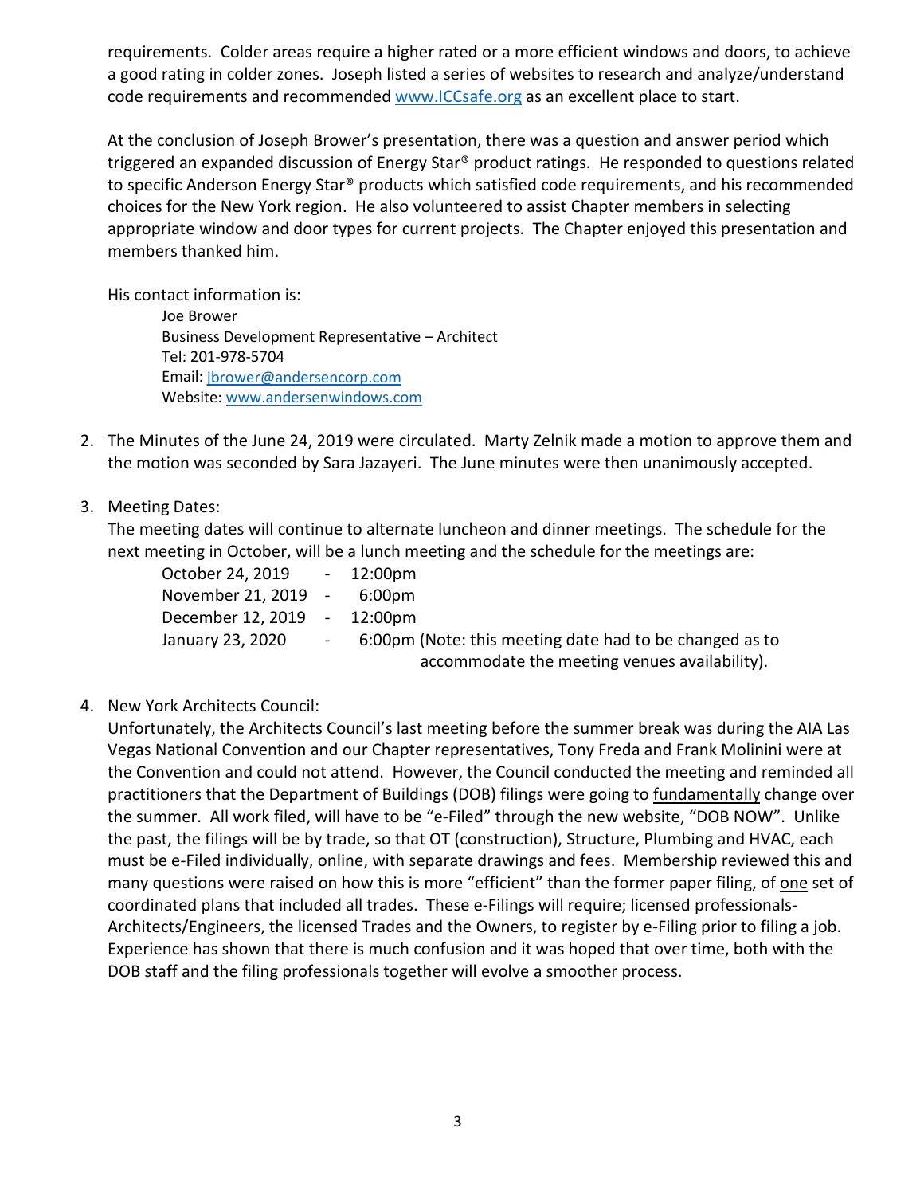requirements. Colder areas require a higher rated or a more efficient windows and doors, to achieve a good rating in colder zones. Joseph listed a series of websites to research and analyze/understand code requirements and recommended [www.ICCsafe.org](http://www.ICCsafe.org) as an excellent place to start.

At the conclusion of Joseph Brower's presentation, there was a question and answer period which triggered an expanded discussion of Energy Star® product ratings. He responded to questions related to specific Anderson Energy Star® products which satisfied code requirements, and his recommended choices for the New York region. He also volunteered to assist Chapter members in selecting appropriate window and door types for current projects. The Chapter enjoyed this presentation and members thanked him.

His contact information is:

> Joe Brower
> Business Development Representative – Architect
> Tel: 201-978-5704
> Email: [jbrower@andersencorp.com](mailto:jbrower@andersencorp.com)
> Website: [www.andersenwindows.com](http://www.andersenwindows.com)

2. The Minutes of the June 24, 2019 were circulated. Marty Zelnik made a motion to approve them and the motion was seconded by Sara Jazayeri. The June minutes were then unanimously accepted.

3. Meeting Dates:
   The meeting dates will continue to alternate luncheon and dinner meetings. The schedule for the next meeting in October, will be a lunch meeting and the schedule for the meetings are:

   October 24, 2019 - 12:00pm
   November 21, 2019 - 6:00pm
   December 12, 2019 - 12:00pm
   January 23, 2020 - 6:00pm (Note: this meeting date had to be changed as to accommodate the meeting venues availability).

4. New York Architects Council:
   Unfortunately, the Architects Council's last meeting before the summer break was during the AIA Las Vegas National Convention and our Chapter representatives, Tony Freda and Frank Molinini were at the Convention and could not attend. However, the Council conducted the meeting and reminded all practitioners that the Department of Buildings (DOB) filings were going to <u>fundamentally</u> change over the summer. All work filed, will have to be "e-Filed" through the new website, "DOB NOW". Unlike the past, the filings will be by trade, so that OT (construction), Structure, Plumbing and HVAC, each must be e-Filed individually, online, with separate drawings and fees. Membership reviewed this and many questions were raised on how this is more "efficient" than the former paper filing, of <u>one</u> set of coordinated plans that included all trades. These e-Filings will require; licensed professionals-Architects/Engineers, the licensed Trades and the Owners, to register by e-Filing prior to filing a job. Experience has shown that there is much confusion and it was hoped that over time, both with the DOB staff and the filing professionals together will evolve a smoother process.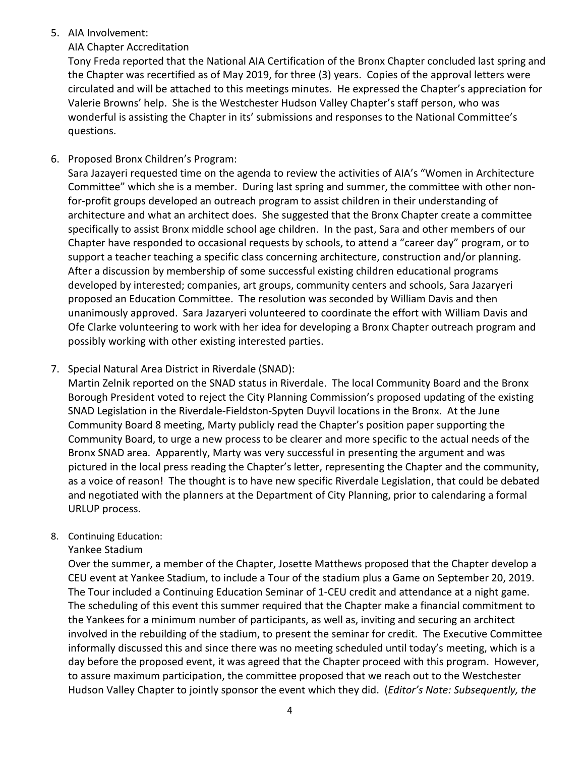5. AIA Involvement:

   AIA Chapter Accreditation

   Tony Freda reported that the National AIA Certification of the Bronx Chapter concluded last spring and the Chapter was recertified as of May 2019, for three (3) years. Copies of the approval letters were circulated and will be attached to this meetings minutes. He expressed the Chapter's appreciation for Valerie Browns' help. She is the Westchester Hudson Valley Chapter's staff person, who was wonderful is assisting the Chapter in its' submissions and responses to the National Committee's questions.

6. Proposed Bronx Children's Program:

   Sara Jazayeri requested time on the agenda to review the activities of AIA's "Women in Architecture Committee" which she is a member. During last spring and summer, the committee with other non-for-profit groups developed an outreach program to assist children in their understanding of architecture and what an architect does. She suggested that the Bronx Chapter create a committee specifically to assist Bronx middle school age children. In the past, Sara and other members of our Chapter have responded to occasional requests by schools, to attend a "career day" program, or to support a teacher teaching a specific class concerning architecture, construction and/or planning. After a discussion by membership of some successful existing children educational programs developed by interested; companies, art groups, community centers and schools, Sara Jazaryeri proposed an Education Committee. The resolution was seconded by William Davis and then unanimously approved. Sara Jazaryeri volunteered to coordinate the effort with William Davis and Ofe Clarke volunteering to work with her idea for developing a Bronx Chapter outreach program and possibly working with other existing interested parties.

7. Special Natural Area District in Riverdale (SNAD):

   Martin Zelnik reported on the SNAD status in Riverdale. The local Community Board and the Bronx Borough President voted to reject the City Planning Commission's proposed updating of the existing SNAD Legislation in the Riverdale-Fieldston-Spyten Duyvil locations in the Bronx. At the June Community Board 8 meeting, Marty publicly read the Chapter's position paper supporting the Community Board, to urge a new process to be clearer and more specific to the actual needs of the Bronx SNAD area. Apparently, Marty was very successful in presenting the argument and was pictured in the local press reading the Chapter's letter, representing the Chapter and the community, as a voice of reason! The thought is to have new specific Riverdale Legislation, that could be debated and negotiated with the planners at the Department of City Planning, prior to calendaring a formal URLUP process.

8. Continuing Education:

   Yankee Stadium

   Over the summer, a member of the Chapter, Josette Matthews proposed that the Chapter develop a CEU event at Yankee Stadium, to include a Tour of the stadium plus a Game on September 20, 2019. The Tour included a Continuing Education Seminar of 1-CEU credit and attendance at a night game. The scheduling of this event this summer required that the Chapter make a financial commitment to the Yankees for a minimum number of participants, as well as, inviting and securing an architect involved in the rebuilding of the stadium, to present the seminar for credit. The Executive Committee informally discussed this and since there was no meeting scheduled until today's meeting, which is a day before the proposed event, it was agreed that the Chapter proceed with this program. However, to assure maximum participation, the committee proposed that we reach out to the Westchester Hudson Valley Chapter to jointly sponsor the event which they did. (*Editor's Note: Subsequently, the*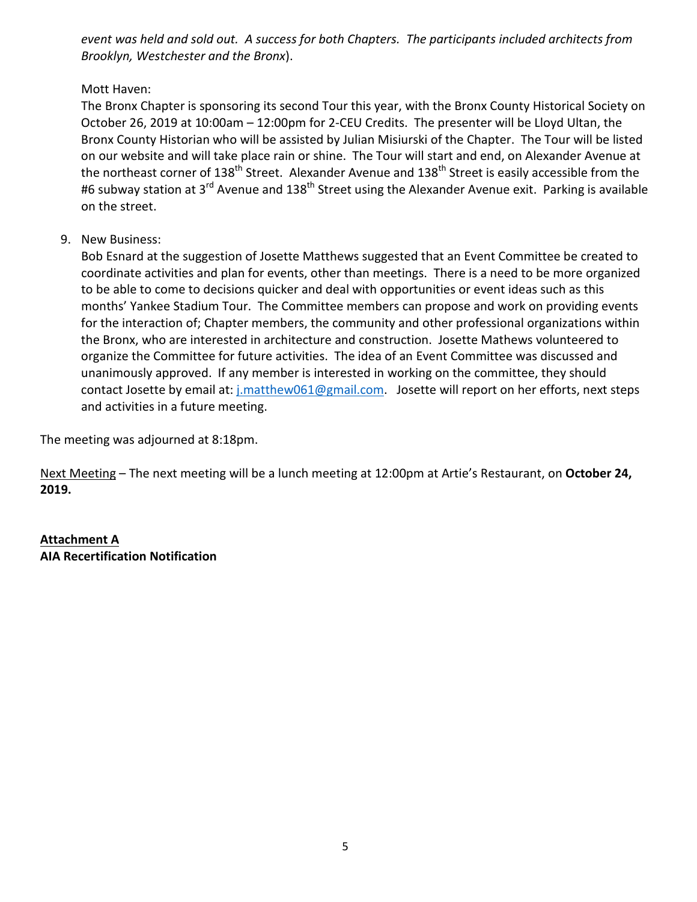*event was held and sold out.  A success for both Chapters.  The participants included architects from Brooklyn, Westchester and the Bronx*).

Mott Haven:
The Bronx Chapter is sponsoring its second Tour this year, with the Bronx County Historical Society on October 26, 2019 at 10:00am – 12:00pm for 2-CEU Credits.  The presenter will be Lloyd Ultan, the Bronx County Historian who will be assisted by Julian Misiurski of the Chapter.  The Tour will be listed on our website and will take place rain or shine.  The Tour will start and end, on Alexander Avenue at the northeast corner of 138th Street.  Alexander Avenue and 138th Street is easily accessible from the #6 subway station at 3rd Avenue and 138th Street using the Alexander Avenue exit.  Parking is available on the street.

9. New Business:
   Bob Esnard at the suggestion of Josette Matthews suggested that an Event Committee be created to coordinate activities and plan for events, other than meetings.  There is a need to be more organized to be able to come to decisions quicker and deal with opportunities or event ideas such as this months' Yankee Stadium Tour.  The Committee members can propose and work on providing events for the interaction of; Chapter members, the community and other professional organizations within the Bronx, who are interested in architecture and construction.  Josette Mathews volunteered to organize the Committee for future activities.  The idea of an Event Committee was discussed and unanimously approved.  If any member is interested in working on the committee, they should contact Josette by email at: j.matthew061@gmail.com.  Josette will report on her efforts, next steps and activities in a future meeting.

The meeting was adjourned at 8:18pm.

<u>Next Meeting</u> – The next meeting will be a lunch meeting at 12:00pm at Artie's Restaurant, on **October 24, 2019.**

**<u>Attachment A</u>**
**AIA Recertification Notification**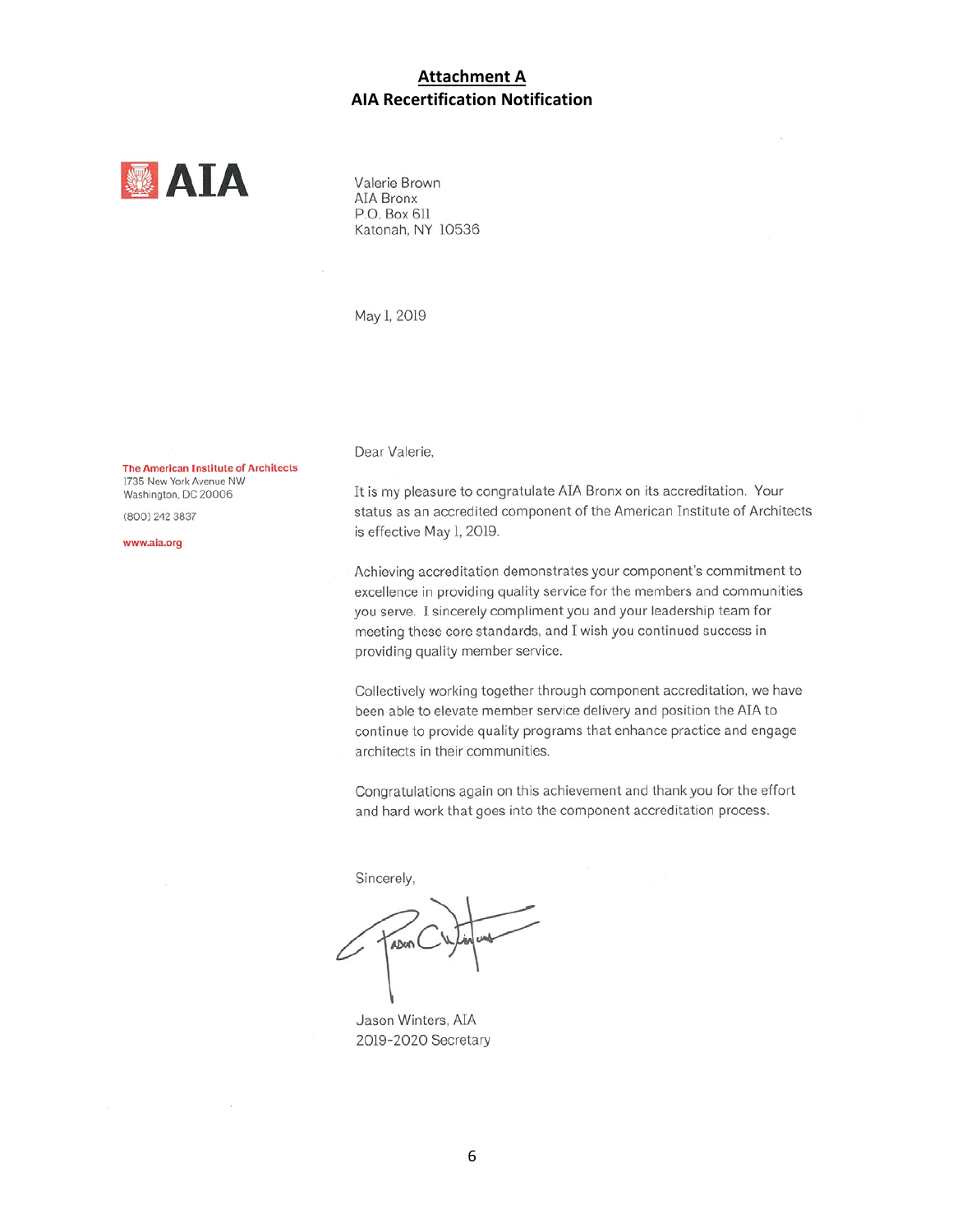# Attachment A
## AIA Recertification Notification

**AIA**

Valerie Brown
AIA Bronx
P.O. Box 611
Katonah, NY 10536

May 1, 2019

**The American Institute of Architects**
1735 New York Avenue NW
Washington, DC 20006

(800) 242 3837

www.aia.org

Dear Valerie,

It is my pleasure to congratulate AIA Bronx on its accreditation. Your status as an accredited component of the American Institute of Architects is effective May 1, 2019.

Achieving accreditation demonstrates your component's commitment to excellence in providing quality service for the members and communities you serve. I sincerely compliment you and your leadership team for meeting these core standards, and I wish you continued success in providing quality member service.

Collectively working together through component accreditation, we have been able to elevate member service delivery and position the AIA to continue to provide quality programs that enhance practice and engage architects in their communities.

Congratulations again on this achievement and thank you for the effort and hard work that goes into the component accreditation process.

Sincerely,

Jason Winters, AIA
2019-2020 Secretary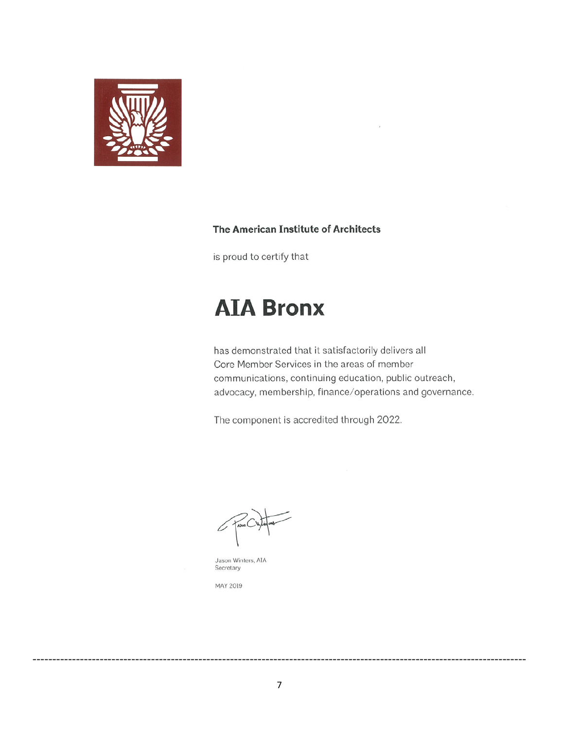**The American Institute of Architects**

is proud to certify that

# AIA Bronx

has demonstrated that it satisfactorily delivers all Core Member Services in the areas of member communications, continuing education, public outreach, advocacy, membership, finance/operations and governance.

The component is accredited through 2022.

Jason Winters, AIA
Secretary

MAY 2019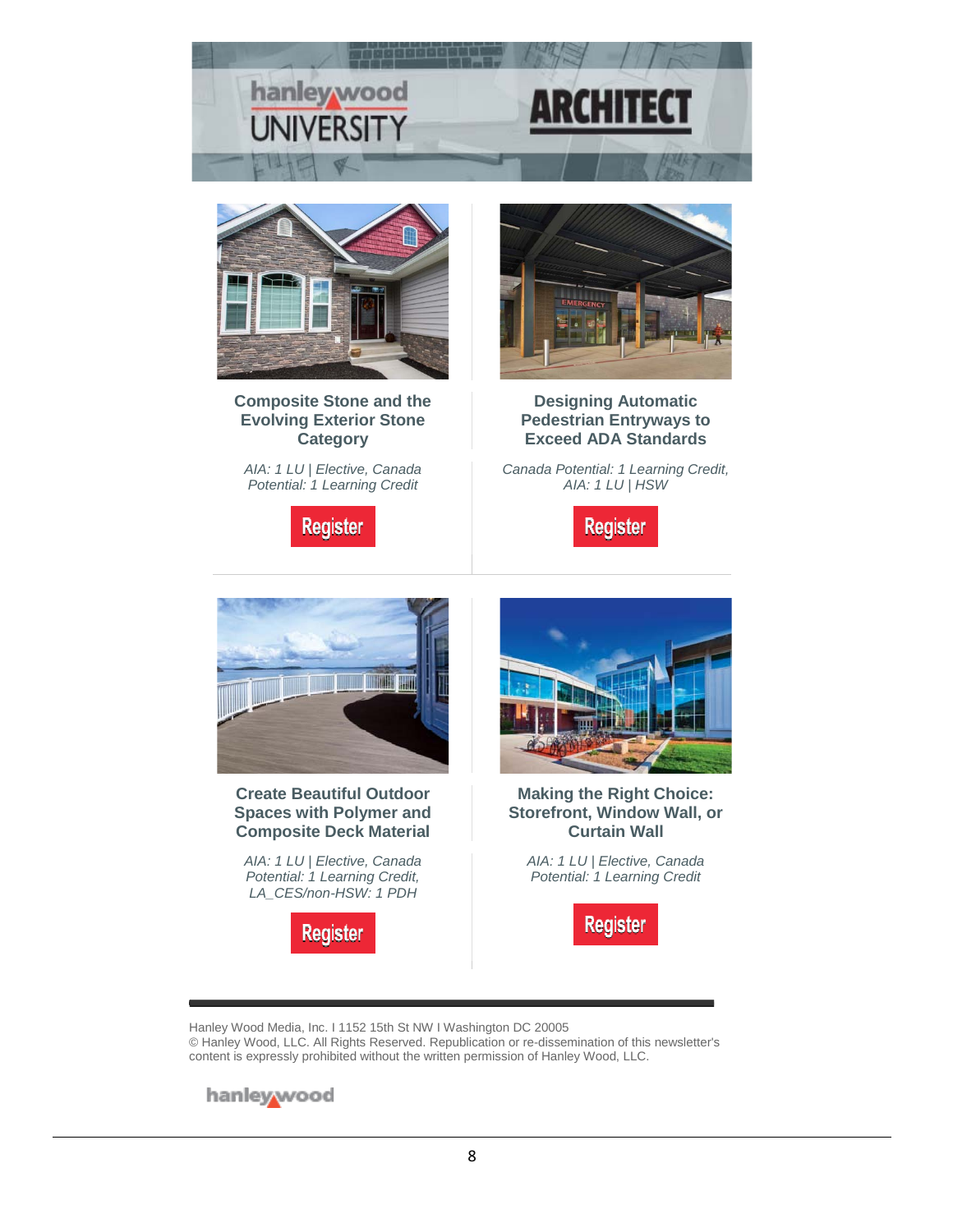hanley wood UNIVERSITY

ARCHITECT

### Composite Stone and the Evolving Exterior Stone Category

*AIA: 1 LU | Elective, Canada Potential: 1 Learning Credit*

Register

### Designing Automatic Pedestrian Entryways to Exceed ADA Standards

*Canada Potential: 1 Learning Credit, AIA: 1 LU | HSW*

Register

### Create Beautiful Outdoor Spaces with Polymer and Composite Deck Material

*AIA: 1 LU | Elective, Canada Potential: 1 Learning Credit, LA_CES/non-HSW: 1 PDH*

Register

### Making the Right Choice: Storefront, Window Wall, or Curtain Wall

*AIA: 1 LU | Elective, Canada Potential: 1 Learning Credit*

Register

---

Hanley Wood Media, Inc. I 1152 15th St NW I Washington DC 20005
© Hanley Wood, LLC. All Rights Reserved. Republication or re-dissemination of this newsletter's content is expressly prohibited without the written permission of Hanley Wood, LLC.

hanley wood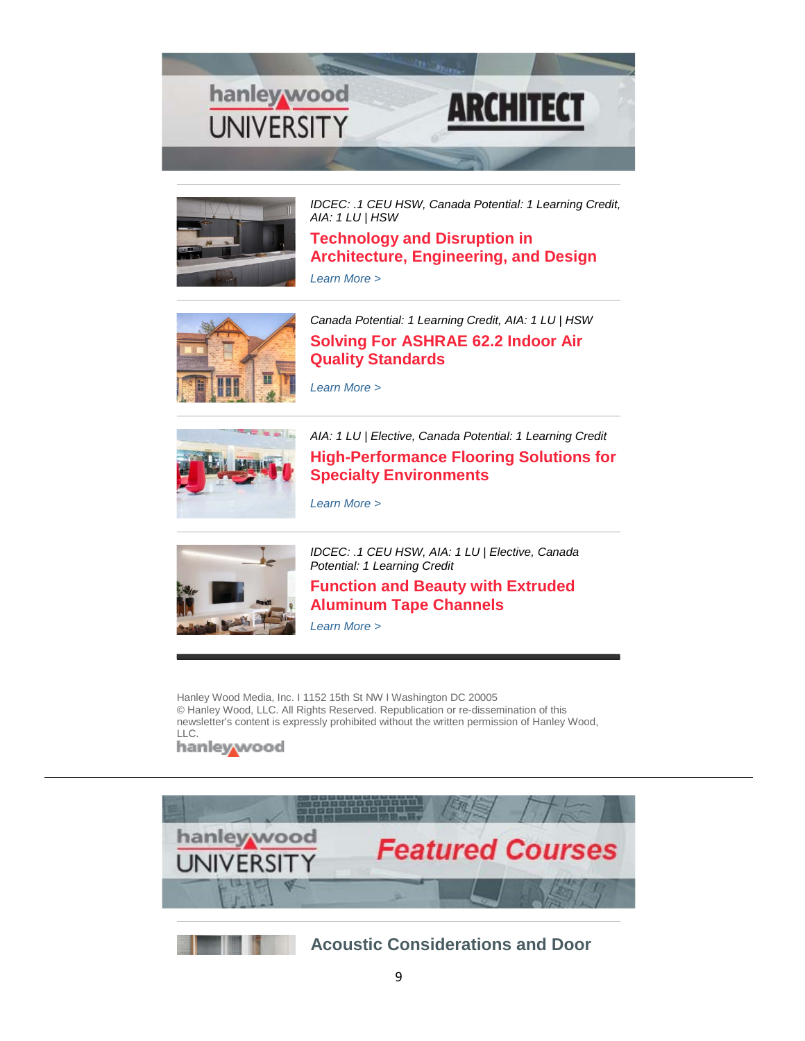hanley wood UNIVERSITY — ARCHITECT

---

*IDCEC: .1 CEU HSW, Canada Potential: 1 Learning Credit, AIA: 1 LU | HSW*

### Technology and Disruption in Architecture, Engineering, and Design

*Learn More >*

---

*Canada Potential: 1 Learning Credit, AIA: 1 LU | HSW*

### Solving For ASHRAE 62.2 Indoor Air Quality Standards

*Learn More >*

---

*AIA: 1 LU | Elective, Canada Potential: 1 Learning Credit*

### High-Performance Flooring Solutions for Specialty Environments

*Learn More >*

---

*IDCEC: .1 CEU HSW, AIA: 1 LU | Elective, Canada Potential: 1 Learning Credit*

### Function and Beauty with Extruded Aluminum Tape Channels

*Learn More >*

---

Hanley Wood Media, Inc. I 1152 15th St NW I Washington DC 20005
© Hanley Wood, LLC. All Rights Reserved. Republication or re-dissemination of this newsletter's content is expressly prohibited without the written permission of Hanley Wood, LLC.

hanley wood

---

hanley wood UNIVERSITY — Featured Courses

---

### Acoustic Considerations and Door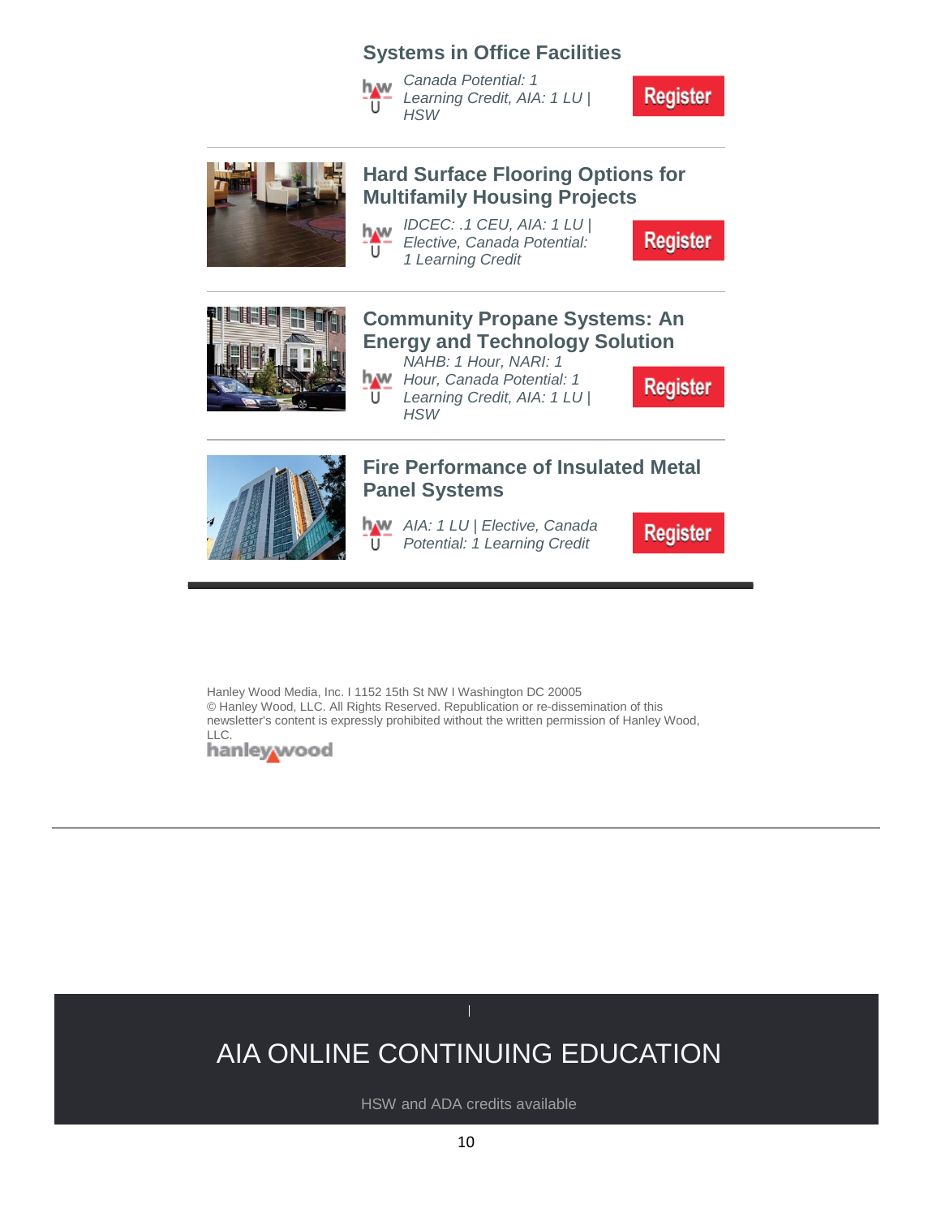### Systems in Office Facilities

*Canada Potential: 1 Learning Credit, AIA: 1 LU | HSW*

Register

---

### Hard Surface Flooring Options for Multifamily Housing Projects

*IDCEC: .1 CEU, AIA: 1 LU | Elective, Canada Potential: 1 Learning Credit*

Register

---

### Community Propane Systems: An Energy and Technology Solution

*NAHB: 1 Hour, NARI: 1 Hour, Canada Potential: 1 Learning Credit, AIA: 1 LU | HSW*

Register

---

### Fire Performance of Insulated Metal Panel Systems

*AIA: 1 LU | Elective, Canada Potential: 1 Learning Credit*

Register

---

Hanley Wood Media, Inc. I 1152 15th St NW I Washington DC 20005
© Hanley Wood, LLC. All Rights Reserved. Republication or re-dissemination of this newsletter's content is expressly prohibited without the written permission of Hanley Wood, LLC.

hanleywood

---

## AIA ONLINE CONTINUING EDUCATION

HSW and ADA credits available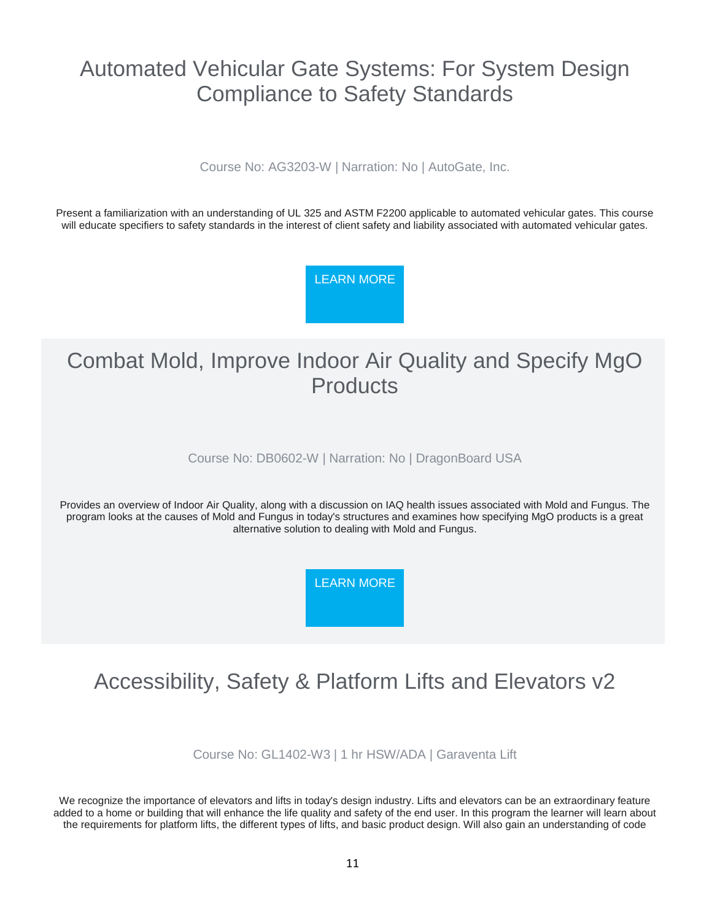## Automated Vehicular Gate Systems: For System Design Compliance to Safety Standards

Course No: AG3203-W | Narration: No | AutoGate, Inc.

Present a familiarization with an understanding of UL 325 and ASTM F2200 applicable to automated vehicular gates. This course will educate specifiers to safety standards in the interest of client safety and liability associated with automated vehicular gates.

LEARN MORE

## Combat Mold, Improve Indoor Air Quality and Specify MgO Products

Course No: DB0602-W | Narration: No | DragonBoard USA

Provides an overview of Indoor Air Quality, along with a discussion on IAQ health issues associated with Mold and Fungus. The program looks at the causes of Mold and Fungus in today's structures and examines how specifying MgO products is a great alternative solution to dealing with Mold and Fungus.

LEARN MORE

## Accessibility, Safety & Platform Lifts and Elevators v2

Course No: GL1402-W3 | 1 hr HSW/ADA | Garaventa Lift

We recognize the importance of elevators and lifts in today's design industry. Lifts and elevators can be an extraordinary feature added to a home or building that will enhance the life quality and safety of the end user. In this program the learner will learn about the requirements for platform lifts, the different types of lifts, and basic product design. Will also gain an understanding of code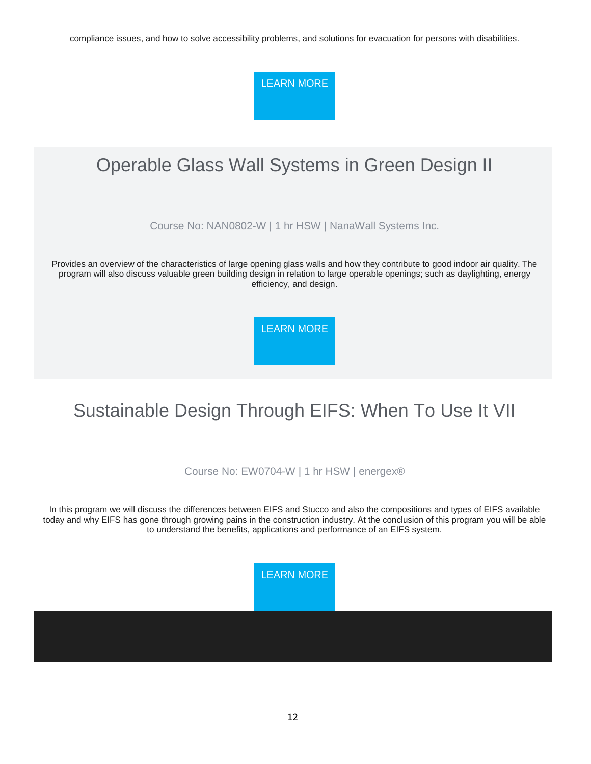compliance issues, and how to solve accessibility problems, and solutions for evacuation for persons with disabilities.

LEARN MORE

## Operable Glass Wall Systems in Green Design II

Course No: NAN0802-W | 1 hr HSW | NanaWall Systems Inc.

Provides an overview of the characteristics of large opening glass walls and how they contribute to good indoor air quality. The program will also discuss valuable green building design in relation to large operable openings; such as daylighting, energy efficiency, and design.

LEARN MORE

## Sustainable Design Through EIFS: When To Use It VII

Course No: EW0704-W | 1 hr HSW | energex®

In this program we will discuss the differences between EIFS and Stucco and also the compositions and types of EIFS available today and why EIFS has gone through growing pains in the construction industry. At the conclusion of this program you will be able to understand the benefits, applications and performance of an EIFS system.

LEARN MORE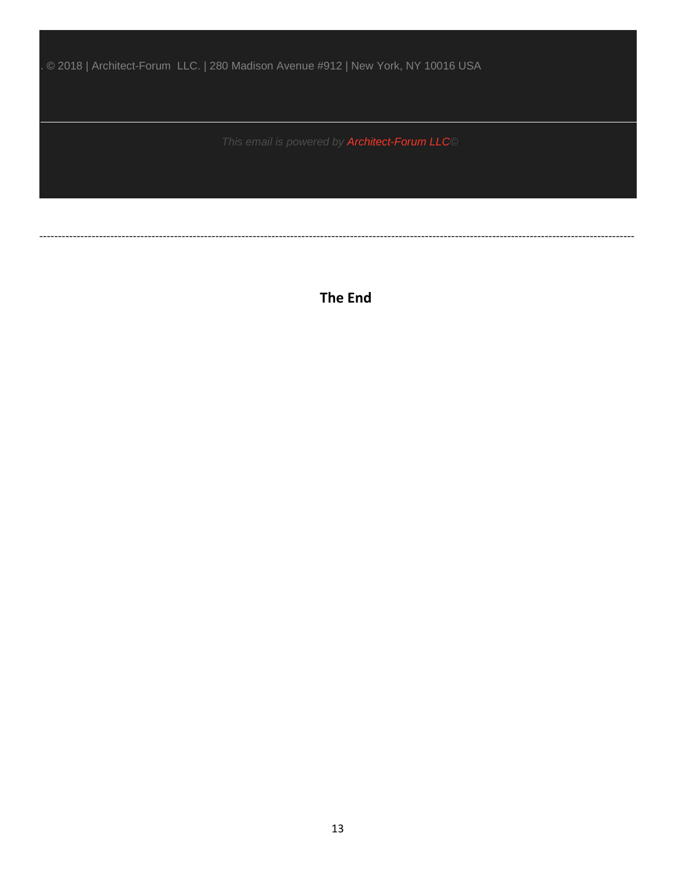. © 2018 | Architect-Forum LLC. | 280 Madison Avenue #912 | New York, NY 10016 USA

*This email is powered by Architect-Forum LLC©*

---

**The End**